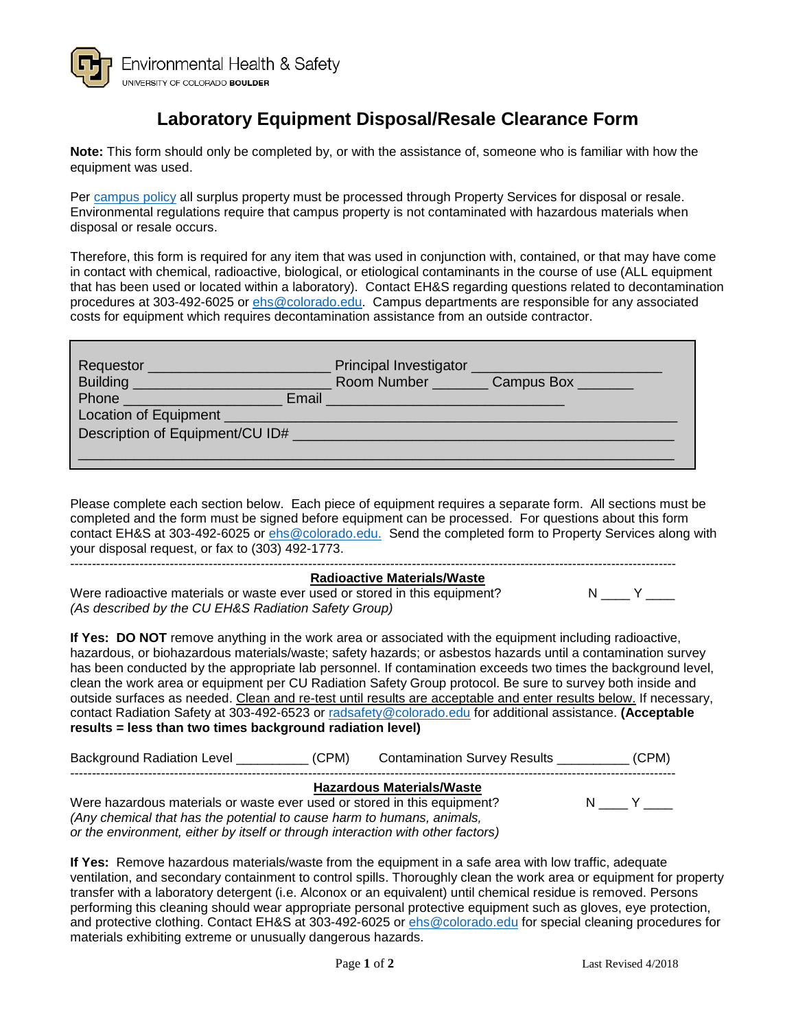Environmental Health & Safety
UNIVERSITY OF COLORADO **BOULDER**

# Laboratory Equipment Disposal/Resale Clearance Form

**Note:** This form should only be completed by, or with the assistance of, someone who is familiar with how the equipment was used.

Per campus policy all surplus property must be processed through Property Services for disposal or resale. Environmental regulations require that campus property is not contaminated with hazardous materials when disposal or resale occurs.

Therefore, this form is required for any item that was used in conjunction with, contained, or that may have come in contact with chemical, radioactive, biological, or etiological contaminants in the course of use (ALL equipment that has been used or located within a laboratory). Contact EH&S regarding questions related to decontamination procedures at 303-492-6025 or ehs@colorado.edu. Campus departments are responsible for any associated costs for equipment which requires decontamination assistance from an outside contractor.

Requestor ______________________ Principal Investigator ______________________
Building ________________________ Room Number _______ Campus Box _______
Phone ___________________ Email _____________________________
Location of Equipment ____________________________________________________
Description of Equipment/CU ID# ____________________________________________
________________________________________________________________________

Please complete each section below. Each piece of equipment requires a separate form. All sections must be completed and the form must be signed before equipment can be processed. For questions about this form contact EH&S at 303-492-6025 or ehs@colorado.edu. Send the completed form to Property Services along with your disposal request, or fax to (303) 492-1773.

---

## Radioactive Materials/Waste

Were radioactive materials or waste ever used or stored in this equipment? N ____ Y ____
*(As described by the CU EH&S Radiation Safety Group)*

**If Yes: DO NOT** remove anything in the work area or associated with the equipment including radioactive, hazardous, or biohazardous materials/waste; safety hazards; or asbestos hazards until a contamination survey has been conducted by the appropriate lab personnel. If contamination exceeds two times the background level, clean the work area or equipment per CU Radiation Safety Group protocol. Be sure to survey both inside and outside surfaces as needed. Clean and re-test until results are acceptable and enter results below. If necessary, contact Radiation Safety at 303-492-6523 or radsafety@colorado.edu for additional assistance. **(Acceptable results = less than two times background radiation level)**

Background Radiation Level __________ (CPM) Contamination Survey Results __________ (CPM)

---

## Hazardous Materials/Waste

Were hazardous materials or waste ever used or stored in this equipment? N ____ Y ____
*(Any chemical that has the potential to cause harm to humans, animals, or the environment, either by itself or through interaction with other factors)*

**If Yes:** Remove hazardous materials/waste from the equipment in a safe area with low traffic, adequate ventilation, and secondary containment to control spills. Thoroughly clean the work area or equipment for property transfer with a laboratory detergent (i.e. Alconox or an equivalent) until chemical residue is removed. Persons performing this cleaning should wear appropriate personal protective equipment such as gloves, eye protection, and protective clothing. Contact EH&S at 303-492-6025 or ehs@colorado.edu for special cleaning procedures for materials exhibiting extreme or unusually dangerous hazards.

Last Revised 4/2018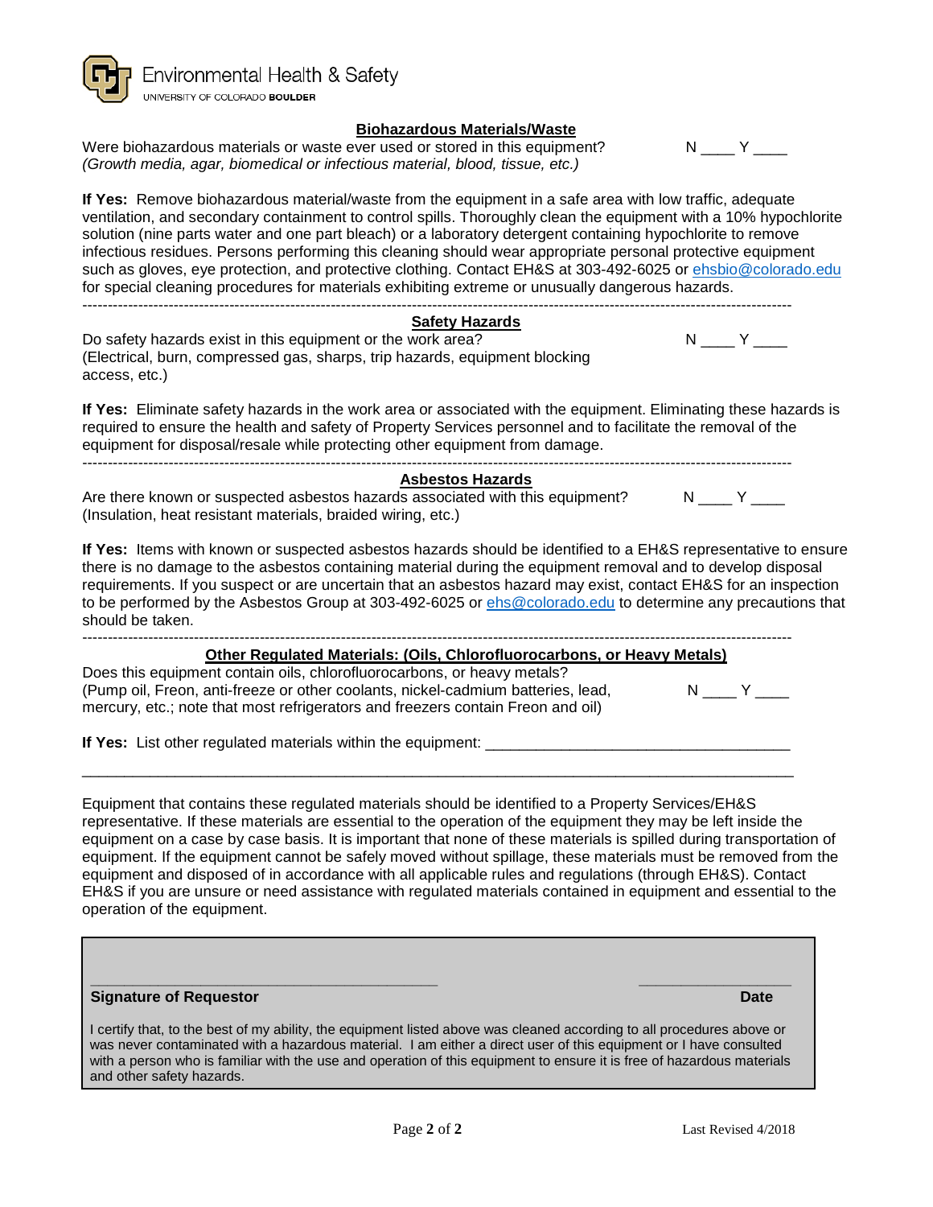Environmental Health & Safety
UNIVERSITY OF COLORADO **BOULDER**

## Biohazardous Materials/Waste

Were biohazardous materials or waste ever used or stored in this equipment? N ____ Y ____
*(Growth media, agar, biomedical or infectious material, blood, tissue, etc.)*

**If Yes:** Remove biohazardous material/waste from the equipment in a safe area with low traffic, adequate ventilation, and secondary containment to control spills. Thoroughly clean the equipment with a 10% hypochlorite solution (nine parts water and one part bleach) or a laboratory detergent containing hypochlorite to remove infectious residues. Persons performing this cleaning should wear appropriate personal protective equipment such as gloves, eye protection, and protective clothing. Contact EH&S at 303-492-6025 or ehsbio@colorado.edu for special cleaning procedures for materials exhibiting extreme or unusually dangerous hazards.

---

## Safety Hazards

Do safety hazards exist in this equipment or the work area? N ____ Y ____
(Electrical, burn, compressed gas, sharps, trip hazards, equipment blocking access, etc.)

**If Yes:** Eliminate safety hazards in the work area or associated with the equipment. Eliminating these hazards is required to ensure the health and safety of Property Services personnel and to facilitate the removal of the equipment for disposal/resale while protecting other equipment from damage.

---

## Asbestos Hazards

Are there known or suspected asbestos hazards associated with this equipment? N ____ Y ____
(Insulation, heat resistant materials, braided wiring, etc.)

**If Yes:** Items with known or suspected asbestos hazards should be identified to a EH&S representative to ensure there is no damage to the asbestos containing material during the equipment removal and to develop disposal requirements. If you suspect or are uncertain that an asbestos hazard may exist, contact EH&S for an inspection to be performed by the Asbestos Group at 303-492-6025 or ehs@colorado.edu to determine any precautions that should be taken.

---

## Other Regulated Materials: (Oils, Chlorofluorocarbons, or Heavy Metals)

Does this equipment contain oils, chlorofluorocarbons, or heavy metals?
(Pump oil, Freon, anti-freeze or other coolants, nickel-cadmium batteries, lead, mercury, etc.; note that most refrigerators and freezers contain Freon and oil) N ____ Y ____

**If Yes:** List other regulated materials within the equipment: ______________________________________

_____________________________________________________________________________________

Equipment that contains these regulated materials should be identified to a Property Services/EH&S representative. If these materials are essential to the operation of the equipment they may be left inside the equipment on a case by case basis. It is important that none of these materials is spilled during transportation of equipment. If the equipment cannot be safely moved without spillage, these materials must be removed from the equipment and disposed of in accordance with all applicable rules and regulations (through EH&S). Contact EH&S if you are unsure or need assistance with regulated materials contained in equipment and essential to the operation of the equipment.

_____________________________________________ ____________________
**Signature of Requestor** **Date**

I certify that, to the best of my ability, the equipment listed above was cleaned according to all procedures above or was never contaminated with a hazardous material. I am either a direct user of this equipment or I have consulted with a person who is familiar with the use and operation of this equipment to ensure it is free of hazardous materials and other safety hazards.

Last Revised 4/2018